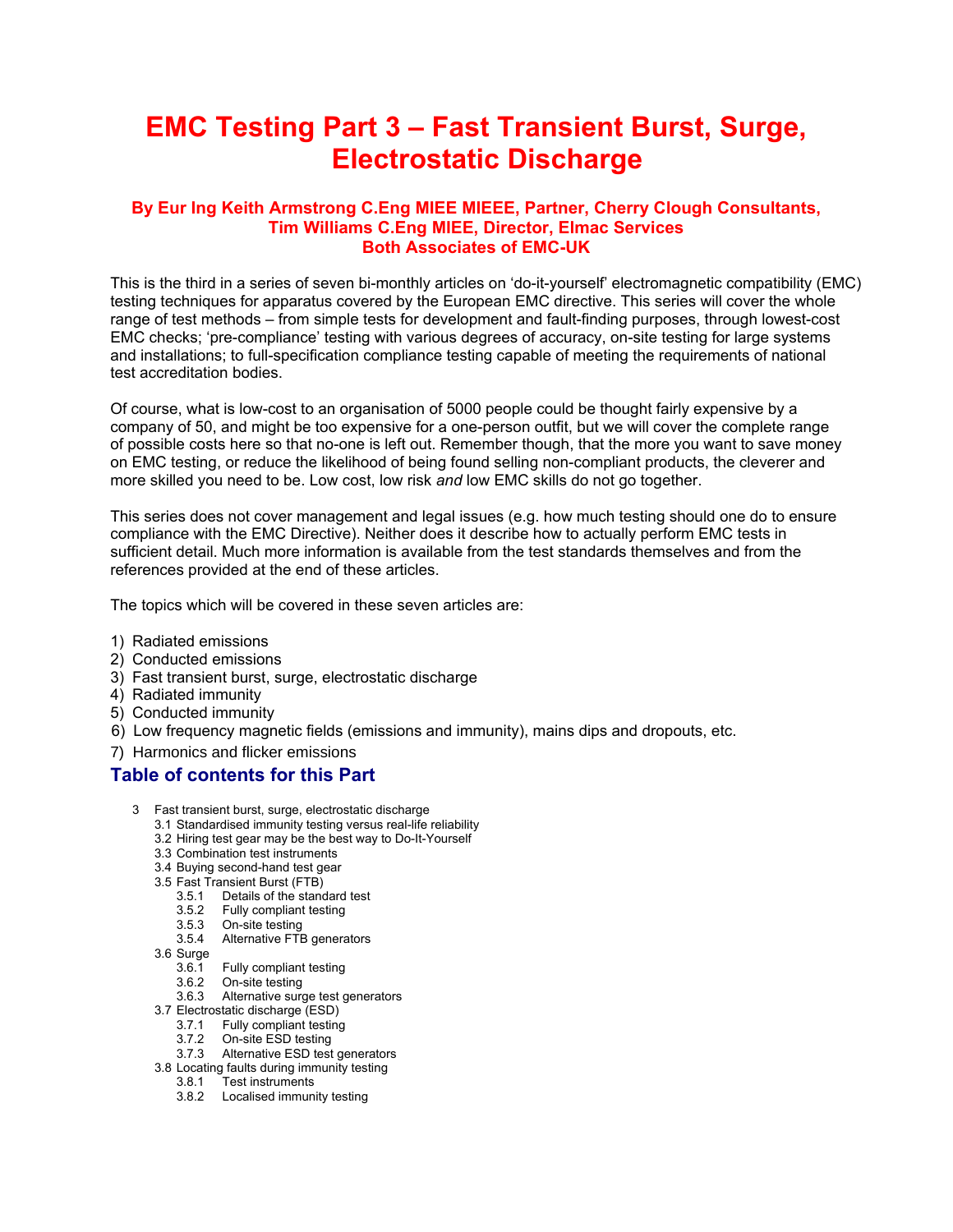# EMC Testing Part 3 – Fast Transient Burst, Surge, Electrostatic Discharge

**By Eur Ing Keith Armstrong C.Eng MIEE MIEEE, Partner, Cherry Clough Consultants,**
**Tim Williams C.Eng MIEE, Director, Elmac Services**
**Both Associates of EMC-UK**

This is the third in a series of seven bi-monthly articles on 'do-it-yourself' electromagnetic compatibility (EMC) testing techniques for apparatus covered by the European EMC directive. This series will cover the whole range of test methods – from simple tests for development and fault-finding purposes, through lowest-cost EMC checks; 'pre-compliance' testing with various degrees of accuracy, on-site testing for large systems and installations; to full-specification compliance testing capable of meeting the requirements of national test accreditation bodies.

Of course, what is low-cost to an organisation of 5000 people could be thought fairly expensive by a company of 50, and might be too expensive for a one-person outfit, but we will cover the complete range of possible costs here so that no-one is left out. Remember though, that the more you want to save money on EMC testing, or reduce the likelihood of being found selling non-compliant products, the cleverer and more skilled you need to be. Low cost, low risk *and* low EMC skills do not go together.

This series does not cover management and legal issues (e.g. how much testing should one do to ensure compliance with the EMC Directive). Neither does it describe how to actually perform EMC tests in sufficient detail. Much more information is available from the test standards themselves and from the references provided at the end of these articles.

The topics which will be covered in these seven articles are:

1) Radiated emissions
2) Conducted emissions
3) Fast transient burst, surge, electrostatic discharge
4) Radiated immunity
5) Conducted immunity
6) Low frequency magnetic fields (emissions and immunity), mains dips and dropouts, etc.
7) Harmonics and flicker emissions

## Table of contents for this Part

- 3 Fast transient burst, surge, electrostatic discharge
  - 3.1 Standardised immunity testing versus real-life reliability
  - 3.2 Hiring test gear may be the best way to Do-It-Yourself
  - 3.3 Combination test instruments
  - 3.4 Buying second-hand test gear
  - 3.5 Fast Transient Burst (FTB)
    - 3.5.1 Details of the standard test
    - 3.5.2 Fully compliant testing
    - 3.5.3 On-site testing
    - 3.5.4 Alternative FTB generators
  - 3.6 Surge
    - 3.6.1 Fully compliant testing
    - 3.6.2 On-site testing
    - 3.6.3 Alternative surge test generators
  - 3.7 Electrostatic discharge (ESD)
    - 3.7.1 Fully compliant testing
    - 3.7.2 On-site ESD testing
    - 3.7.3 Alternative ESD test generators
  - 3.8 Locating faults during immunity testing
    - 3.8.1 Test instruments
    - 3.8.2 Localised immunity testing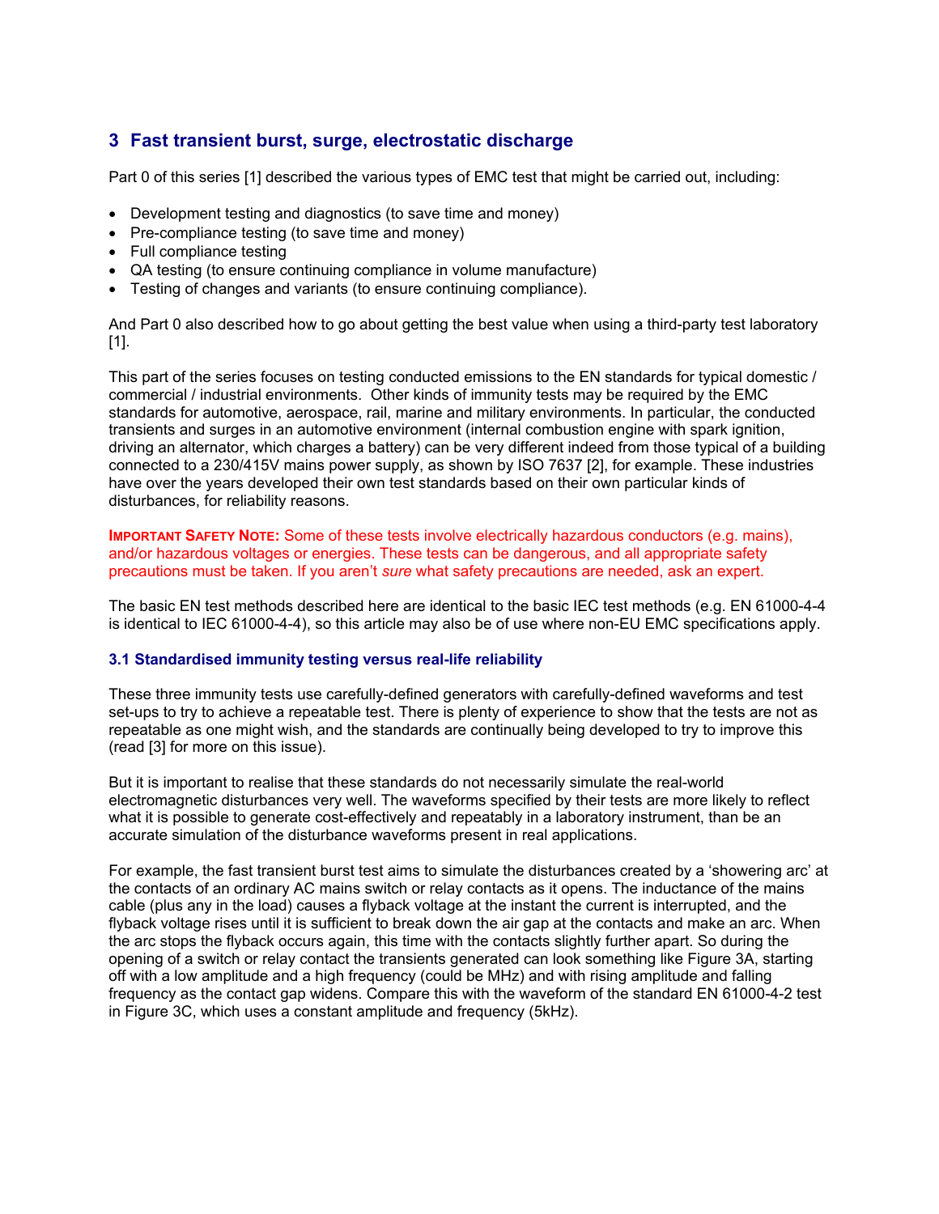## 3 Fast transient burst, surge, electrostatic discharge

Part 0 of this series [1] described the various types of EMC test that might be carried out, including:

- Development testing and diagnostics (to save time and money)
- Pre-compliance testing (to save time and money)
- Full compliance testing
- QA testing (to ensure continuing compliance in volume manufacture)
- Testing of changes and variants (to ensure continuing compliance).

And Part 0 also described how to go about getting the best value when using a third-party test laboratory [1].

This part of the series focuses on testing conducted emissions to the EN standards for typical domestic / commercial / industrial environments. Other kinds of immunity tests may be required by the EMC standards for automotive, aerospace, rail, marine and military environments. In particular, the conducted transients and surges in an automotive environment (internal combustion engine with spark ignition, driving an alternator, which charges a battery) can be very different indeed from those typical of a building connected to a 230/415V mains power supply, as shown by ISO 7637 [2], for example. These industries have over the years developed their own test standards based on their own particular kinds of disturbances, for reliability reasons.

**IMPORTANT SAFETY NOTE:** Some of these tests involve electrically hazardous conductors (e.g. mains), and/or hazardous voltages or energies. These tests can be dangerous, and all appropriate safety precautions must be taken. If you aren't *sure* what safety precautions are needed, ask an expert.

The basic EN test methods described here are identical to the basic IEC test methods (e.g. EN 61000-4-4 is identical to IEC 61000-4-4), so this article may also be of use where non-EU EMC specifications apply.

### 3.1 Standardised immunity testing versus real-life reliability

These three immunity tests use carefully-defined generators with carefully-defined waveforms and test set-ups to try to achieve a repeatable test. There is plenty of experience to show that the tests are not as repeatable as one might wish, and the standards are continually being developed to try to improve this (read [3] for more on this issue).

But it is important to realise that these standards do not necessarily simulate the real-world electromagnetic disturbances very well. The waveforms specified by their tests are more likely to reflect what it is possible to generate cost-effectively and repeatably in a laboratory instrument, than be an accurate simulation of the disturbance waveforms present in real applications.

For example, the fast transient burst test aims to simulate the disturbances created by a 'showering arc' at the contacts of an ordinary AC mains switch or relay contacts as it opens. The inductance of the mains cable (plus any in the load) causes a flyback voltage at the instant the current is interrupted, and the flyback voltage rises until it is sufficient to break down the air gap at the contacts and make an arc. When the arc stops the flyback occurs again, this time with the contacts slightly further apart. So during the opening of a switch or relay contact the transients generated can look something like Figure 3A, starting off with a low amplitude and a high frequency (could be MHz) and with rising amplitude and falling frequency as the contact gap widens. Compare this with the waveform of the standard EN 61000-4-2 test in Figure 3C, which uses a constant amplitude and frequency (5kHz).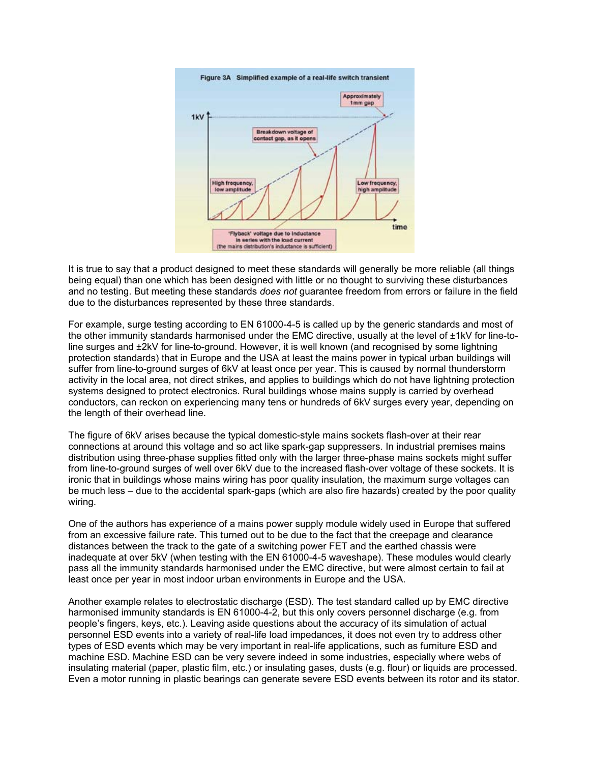Figure 3A Simplified example of a real-life switch transient

It is true to say that a product designed to meet these standards will generally be more reliable (all things being equal) than one which has been designed with little or no thought to surviving these disturbances and no testing. But meeting these standards *does not* guarantee freedom from errors or failure in the field due to the disturbances represented by these three standards.

For example, surge testing according to EN 61000-4-5 is called up by the generic standards and most of the other immunity standards harmonised under the EMC directive, usually at the level of ±1kV for line-to-line surges and ±2kV for line-to-ground. However, it is well known (and recognised by some lightning protection standards) that in Europe and the USA at least the mains power in typical urban buildings will suffer from line-to-ground surges of 6kV at least once per year. This is caused by normal thunderstorm activity in the local area, not direct strikes, and applies to buildings which do not have lightning protection systems designed to protect electronics. Rural buildings whose mains supply is carried by overhead conductors, can reckon on experiencing many tens or hundreds of 6kV surges every year, depending on the length of their overhead line.

The figure of 6kV arises because the typical domestic-style mains sockets flash-over at their rear connections at around this voltage and so act like spark-gap suppressers. In industrial premises mains distribution using three-phase supplies fitted only with the larger three-phase mains sockets might suffer from line-to-ground surges of well over 6kV due to the increased flash-over voltage of these sockets. It is ironic that in buildings whose mains wiring has poor quality insulation, the maximum surge voltages can be much less – due to the accidental spark-gaps (which are also fire hazards) created by the poor quality wiring.

One of the authors has experience of a mains power supply module widely used in Europe that suffered from an excessive failure rate. This turned out to be due to the fact that the creepage and clearance distances between the track to the gate of a switching power FET and the earthed chassis were inadequate at over 5kV (when testing with the EN 61000-4-5 waveshape). These modules would clearly pass all the immunity standards harmonised under the EMC directive, but were almost certain to fail at least once per year in most indoor urban environments in Europe and the USA.

Another example relates to electrostatic discharge (ESD). The test standard called up by EMC directive harmonised immunity standards is EN 61000-4-2, but this only covers personnel discharge (e.g. from people's fingers, keys, etc.). Leaving aside questions about the accuracy of its simulation of actual personnel ESD events into a variety of real-life load impedances, it does not even try to address other types of ESD events which may be very important in real-life applications, such as furniture ESD and machine ESD. Machine ESD can be very severe indeed in some industries, especially where webs of insulating material (paper, plastic film, etc.) or insulating gases, dusts (e.g. flour) or liquids are processed. Even a motor running in plastic bearings can generate severe ESD events between its rotor and its stator.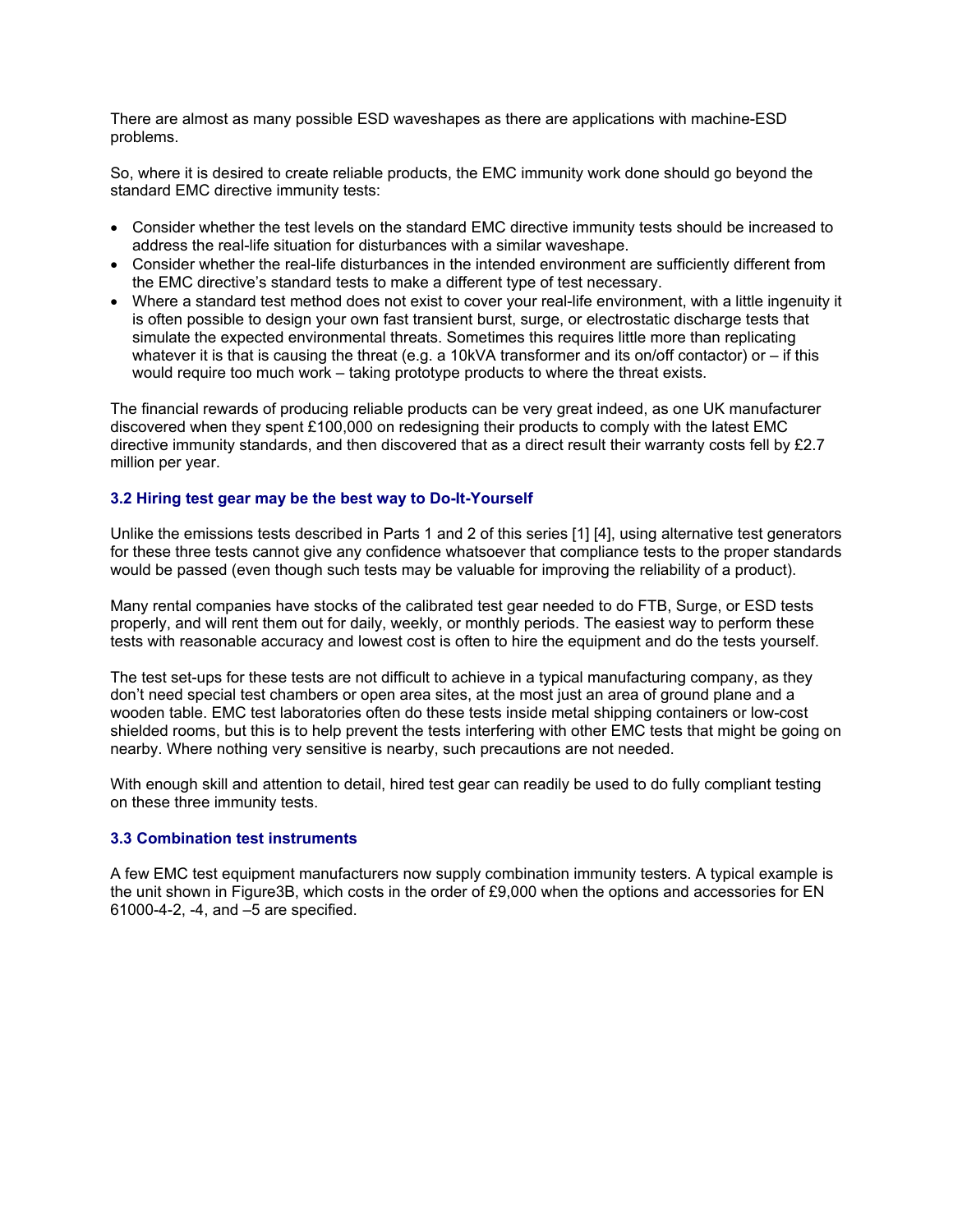There are almost as many possible ESD waveshapes as there are applications with machine-ESD problems.

So, where it is desired to create reliable products, the EMC immunity work done should go beyond the standard EMC directive immunity tests:

- Consider whether the test levels on the standard EMC directive immunity tests should be increased to address the real-life situation for disturbances with a similar waveshape.
- Consider whether the real-life disturbances in the intended environment are sufficiently different from the EMC directive's standard tests to make a different type of test necessary.
- Where a standard test method does not exist to cover your real-life environment, with a little ingenuity it is often possible to design your own fast transient burst, surge, or electrostatic discharge tests that simulate the expected environmental threats. Sometimes this requires little more than replicating whatever it is that is causing the threat (e.g. a 10kVA transformer and its on/off contactor) or – if this would require too much work – taking prototype products to where the threat exists.

The financial rewards of producing reliable products can be very great indeed, as one UK manufacturer discovered when they spent £100,000 on redesigning their products to comply with the latest EMC directive immunity standards, and then discovered that as a direct result their warranty costs fell by £2.7 million per year.

### 3.2 Hiring test gear may be the best way to Do-It-Yourself

Unlike the emissions tests described in Parts 1 and 2 of this series [1] [4], using alternative test generators for these three tests cannot give any confidence whatsoever that compliance tests to the proper standards would be passed (even though such tests may be valuable for improving the reliability of a product).

Many rental companies have stocks of the calibrated test gear needed to do FTB, Surge, or ESD tests properly, and will rent them out for daily, weekly, or monthly periods. The easiest way to perform these tests with reasonable accuracy and lowest cost is often to hire the equipment and do the tests yourself.

The test set-ups for these tests are not difficult to achieve in a typical manufacturing company, as they don't need special test chambers or open area sites, at the most just an area of ground plane and a wooden table. EMC test laboratories often do these tests inside metal shipping containers or low-cost shielded rooms, but this is to help prevent the tests interfering with other EMC tests that might be going on nearby. Where nothing very sensitive is nearby, such precautions are not needed.

With enough skill and attention to detail, hired test gear can readily be used to do fully compliant testing on these three immunity tests.

### 3.3 Combination test instruments

A few EMC test equipment manufacturers now supply combination immunity testers. A typical example is the unit shown in Figure3B, which costs in the order of £9,000 when the options and accessories for EN 61000-4-2, -4, and –5 are specified.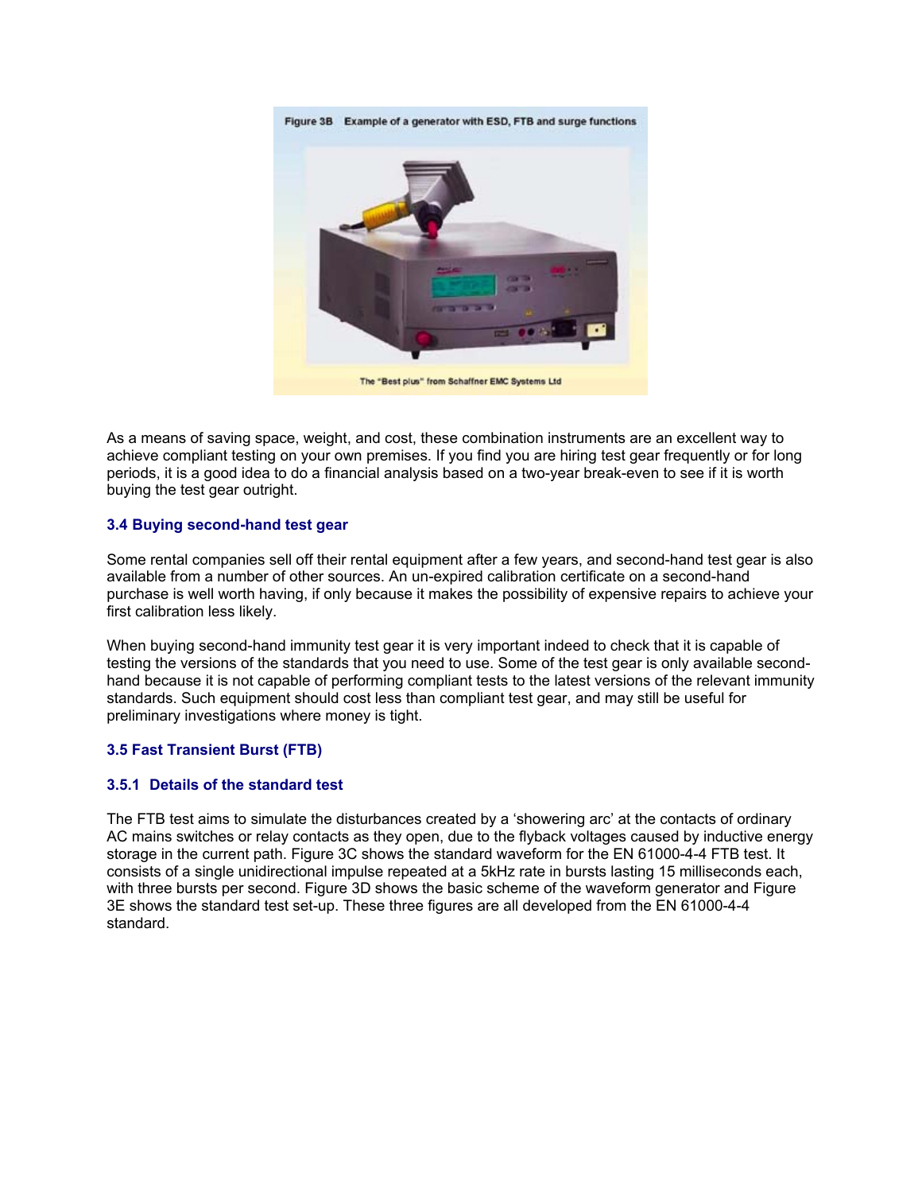Figure 3B Example of a generator with ESD, FTB and surge functions

The "Best plus" from Schaffner EMC Systems Ltd

As a means of saving space, weight, and cost, these combination instruments are an excellent way to achieve compliant testing on your own premises. If you find you are hiring test gear frequently or for long periods, it is a good idea to do a financial analysis based on a two-year break-even to see if it is worth buying the test gear outright.

### 3.4 Buying second-hand test gear

Some rental companies sell off their rental equipment after a few years, and second-hand test gear is also available from a number of other sources. An un-expired calibration certificate on a second-hand purchase is well worth having, if only because it makes the possibility of expensive repairs to achieve your first calibration less likely.

When buying second-hand immunity test gear it is very important indeed to check that it is capable of testing the versions of the standards that you need to use. Some of the test gear is only available second-hand because it is not capable of performing compliant tests to the latest versions of the relevant immunity standards. Such equipment should cost less than compliant test gear, and may still be useful for preliminary investigations where money is tight.

### 3.5 Fast Transient Burst (FTB)

#### 3.5.1 Details of the standard test

The FTB test aims to simulate the disturbances created by a 'showering arc' at the contacts of ordinary AC mains switches or relay contacts as they open, due to the flyback voltages caused by inductive energy storage in the current path. Figure 3C shows the standard waveform for the EN 61000-4-4 FTB test. It consists of a single unidirectional impulse repeated at a 5kHz rate in bursts lasting 15 milliseconds each, with three bursts per second. Figure 3D shows the basic scheme of the waveform generator and Figure 3E shows the standard test set-up. These three figures are all developed from the EN 61000-4-4 standard.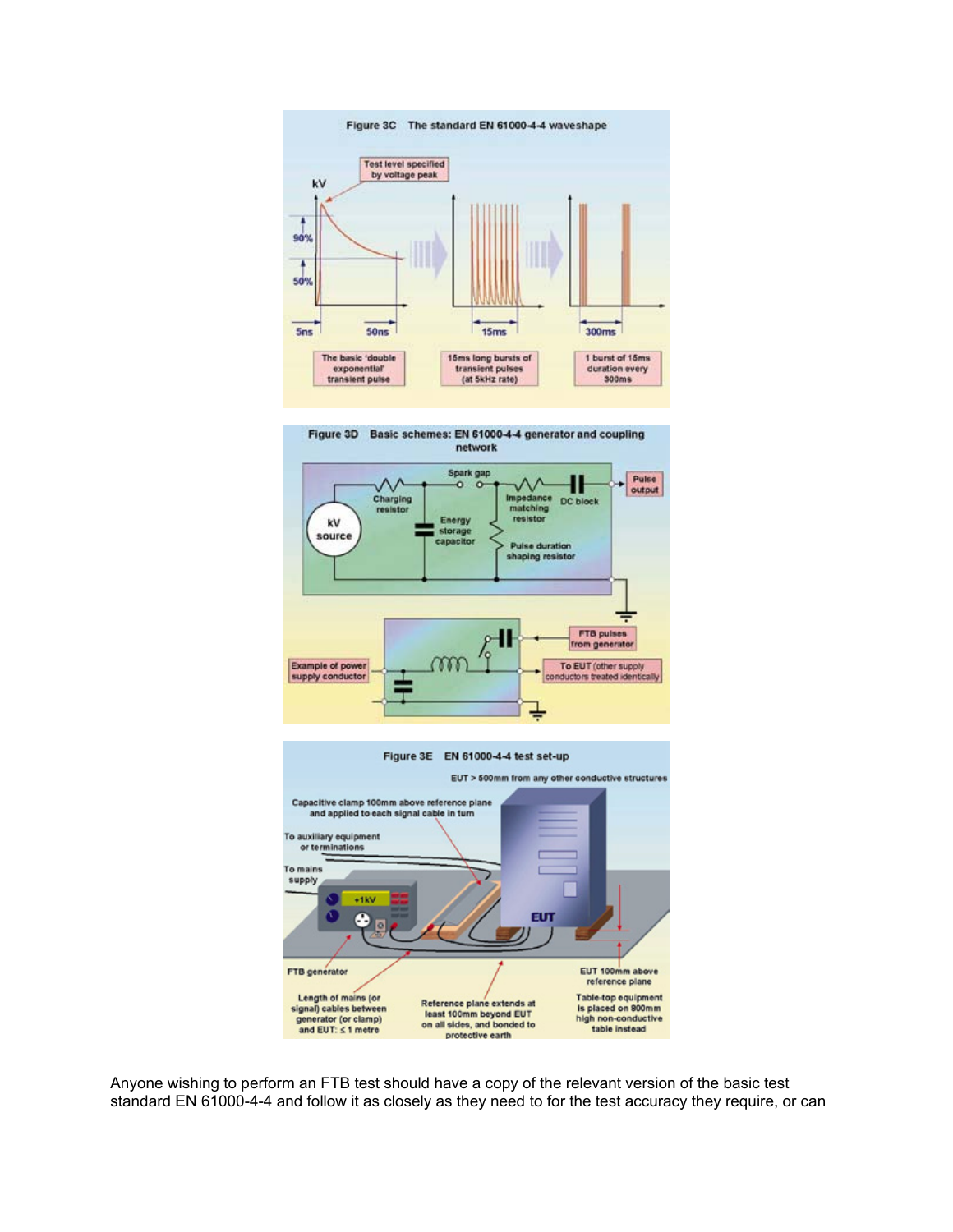**Figure 3C The standard EN 61000-4-4 waveshape**

**Figure 3D Basic schemes: EN 61000-4-4 generator and coupling network**

**Figure 3E EN 61000-4-4 test set-up**

Anyone wishing to perform an FTB test should have a copy of the relevant version of the basic test standard EN 61000-4-4 and follow it as closely as they need to for the test accuracy they require, or can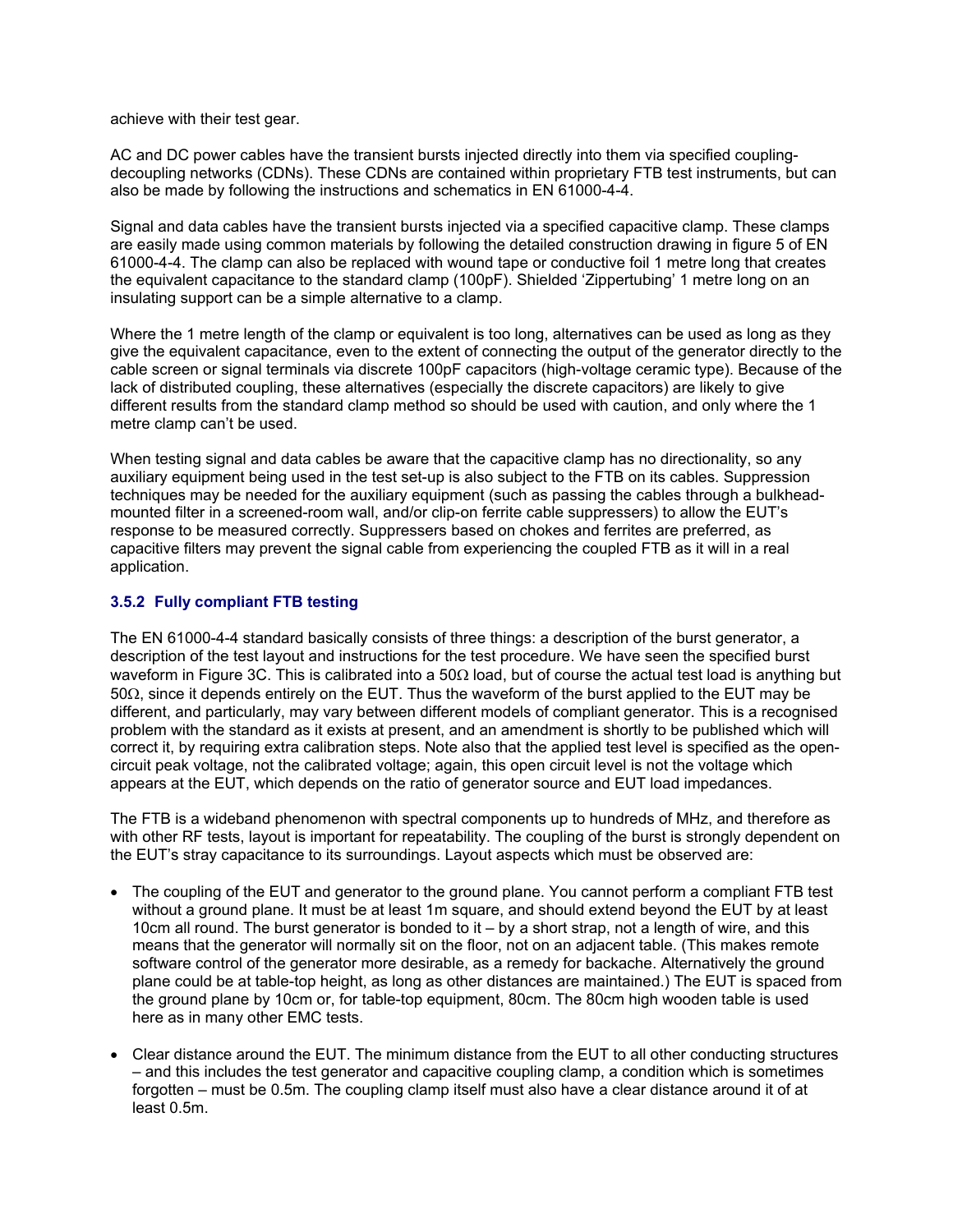achieve with their test gear.

AC and DC power cables have the transient bursts injected directly into them via specified coupling-decoupling networks (CDNs). These CDNs are contained within proprietary FTB test instruments, but can also be made by following the instructions and schematics in EN 61000-4-4.

Signal and data cables have the transient bursts injected via a specified capacitive clamp. These clamps are easily made using common materials by following the detailed construction drawing in figure 5 of EN 61000-4-4. The clamp can also be replaced with wound tape or conductive foil 1 metre long that creates the equivalent capacitance to the standard clamp (100pF). Shielded 'Zippertubing' 1 metre long on an insulating support can be a simple alternative to a clamp.

Where the 1 metre length of the clamp or equivalent is too long, alternatives can be used as long as they give the equivalent capacitance, even to the extent of connecting the output of the generator directly to the cable screen or signal terminals via discrete 100pF capacitors (high-voltage ceramic type). Because of the lack of distributed coupling, these alternatives (especially the discrete capacitors) are likely to give different results from the standard clamp method so should be used with caution, and only where the 1 metre clamp can't be used.

When testing signal and data cables be aware that the capacitive clamp has no directionality, so any auxiliary equipment being used in the test set-up is also subject to the FTB on its cables. Suppression techniques may be needed for the auxiliary equipment (such as passing the cables through a bulkhead-mounted filter in a screened-room wall, and/or clip-on ferrite cable suppressers) to allow the EUT's response to be measured correctly. Suppressers based on chokes and ferrites are preferred, as capacitive filters may prevent the signal cable from experiencing the coupled FTB as it will in a real application.

### 3.5.2 Fully compliant FTB testing

The EN 61000-4-4 standard basically consists of three things: a description of the burst generator, a description of the test layout and instructions for the test procedure. We have seen the specified burst waveform in Figure 3C. This is calibrated into a 50Ω load, but of course the actual test load is anything but 50Ω, since it depends entirely on the EUT. Thus the waveform of the burst applied to the EUT may be different, and particularly, may vary between different models of compliant generator. This is a recognised problem with the standard as it exists at present, and an amendment is shortly to be published which will correct it, by requiring extra calibration steps. Note also that the applied test level is specified as the open-circuit peak voltage, not the calibrated voltage; again, this open circuit level is not the voltage which appears at the EUT, which depends on the ratio of generator source and EUT load impedances.

The FTB is a wideband phenomenon with spectral components up to hundreds of MHz, and therefore as with other RF tests, layout is important for repeatability. The coupling of the burst is strongly dependent on the EUT's stray capacitance to its surroundings. Layout aspects which must be observed are:

- The coupling of the EUT and generator to the ground plane. You cannot perform a compliant FTB test without a ground plane. It must be at least 1m square, and should extend beyond the EUT by at least 10cm all round. The burst generator is bonded to it – by a short strap, not a length of wire, and this means that the generator will normally sit on the floor, not on an adjacent table. (This makes remote software control of the generator more desirable, as a remedy for backache. Alternatively the ground plane could be at table-top height, as long as other distances are maintained.) The EUT is spaced from the ground plane by 10cm or, for table-top equipment, 80cm. The 80cm high wooden table is used here as in many other EMC tests.
- Clear distance around the EUT. The minimum distance from the EUT to all other conducting structures – and this includes the test generator and capacitive coupling clamp, a condition which is sometimes forgotten – must be 0.5m. The coupling clamp itself must also have a clear distance around it of at least 0.5m.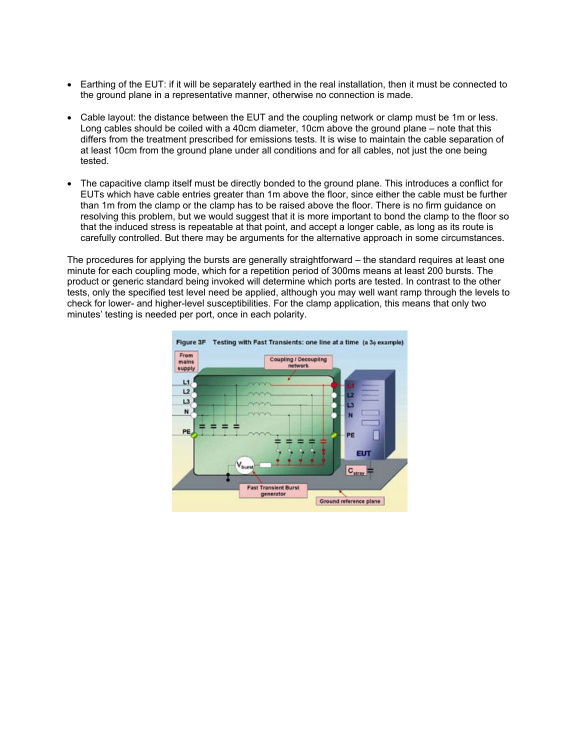- Earthing of the EUT: if it will be separately earthed in the real installation, then it must be connected to the ground plane in a representative manner, otherwise no connection is made.

- Cable layout: the distance between the EUT and the coupling network or clamp must be 1m or less. Long cables should be coiled with a 40cm diameter, 10cm above the ground plane – note that this differs from the treatment prescribed for emissions tests. It is wise to maintain the cable separation of at least 10cm from the ground plane under all conditions and for all cables, not just the one being tested.

- The capacitive clamp itself must be directly bonded to the ground plane. This introduces a conflict for EUTs which have cable entries greater than 1m above the floor, since either the cable must be further than 1m from the clamp or the clamp has to be raised above the floor. There is no firm guidance on resolving this problem, but we would suggest that it is more important to bond the clamp to the floor so that the induced stress is repeatable at that point, and accept a longer cable, as long as its route is carefully controlled. But there may be arguments for the alternative approach in some circumstances.

The procedures for applying the bursts are generally straightforward – the standard requires at least one minute for each coupling mode, which for a repetition period of 300ms means at least 200 bursts. The product or generic standard being invoked will determine which ports are tested. In contrast to the other tests, only the specified test level need be applied, although you may well want ramp through the levels to check for lower- and higher-level susceptibilities. For the clamp application, this means that only two minutes' testing is needed per port, once in each polarity.

Figure 3F Testing with Fast Transients: one line at a time (a 3φ example)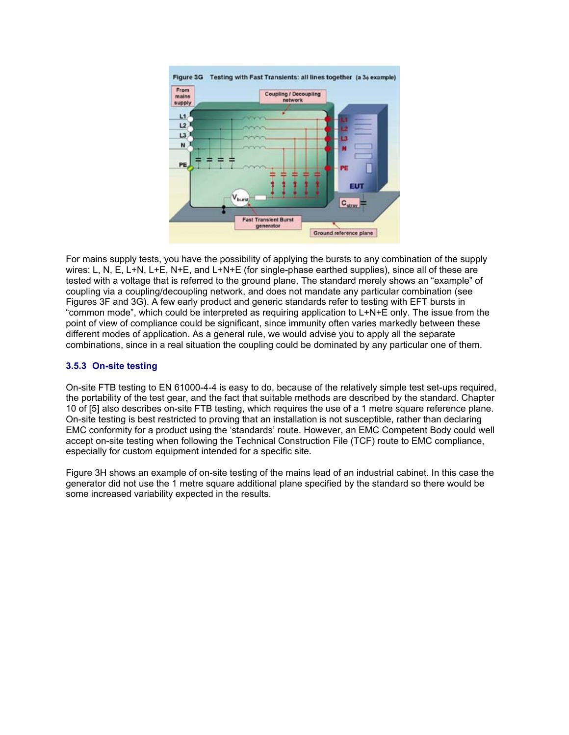Figure 3G Testing with Fast Transients: all lines together (a 3ϕ example)

For mains supply tests, you have the possibility of applying the bursts to any combination of the supply wires: L, N, E, L+N, L+E, N+E, and L+N+E (for single-phase earthed supplies), since all of these are tested with a voltage that is referred to the ground plane. The standard merely shows an "example" of coupling via a coupling/decoupling network, and does not mandate any particular combination (see Figures 3F and 3G). A few early product and generic standards refer to testing with EFT bursts in "common mode", which could be interpreted as requiring application to L+N+E only. The issue from the point of view of compliance could be significant, since immunity often varies markedly between these different modes of application. As a general rule, we would advise you to apply all the separate combinations, since in a real situation the coupling could be dominated by any particular one of them.

### 3.5.3 On-site testing

On-site FTB testing to EN 61000-4-4 is easy to do, because of the relatively simple test set-ups required, the portability of the test gear, and the fact that suitable methods are described by the standard. Chapter 10 of [5] also describes on-site FTB testing, which requires the use of a 1 metre square reference plane. On-site testing is best restricted to proving that an installation is not susceptible, rather than declaring EMC conformity for a product using the 'standards' route. However, an EMC Competent Body could well accept on-site testing when following the Technical Construction File (TCF) route to EMC compliance, especially for custom equipment intended for a specific site.

Figure 3H shows an example of on-site testing of the mains lead of an industrial cabinet. In this case the generator did not use the 1 metre square additional plane specified by the standard so there would be some increased variability expected in the results.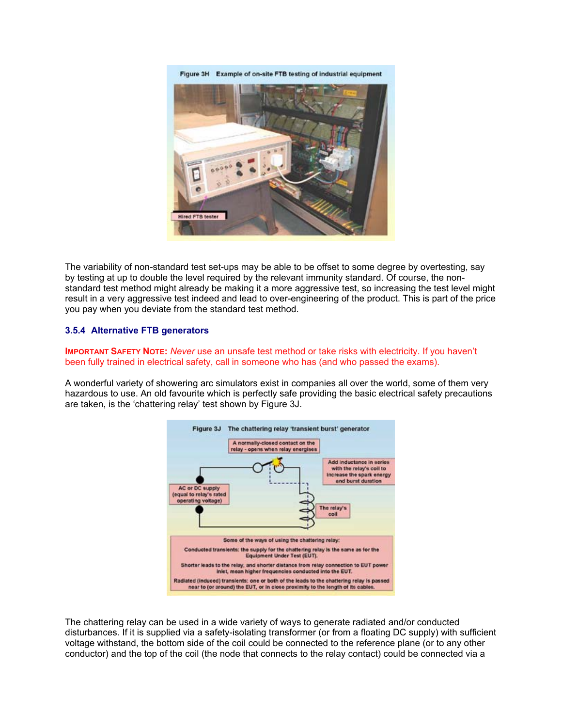Figure 3H Example of on-site FTB testing of industrial equipment

The variability of non-standard test set-ups may be able to be offset to some degree by overtesting, say by testing at up to double the level required by the relevant immunity standard. Of course, the non-standard test method might already be making it a more aggressive test, so increasing the test level might result in a very aggressive test indeed and lead to over-engineering of the product. This is part of the price you pay when you deviate from the standard test method.

### 3.5.4 Alternative FTB generators

**IMPORTANT SAFETY NOTE:** *Never* use an unsafe test method or take risks with electricity. If you haven't been fully trained in electrical safety, call in someone who has (and who passed the exams).

A wonderful variety of showering arc simulators exist in companies all over the world, some of them very hazardous to use. An old favourite which is perfectly safe providing the basic electrical safety precautions are taken, is the 'chattering relay' test shown by Figure 3J.

Figure 3J The chattering relay 'transient burst' generator

The chattering relay can be used in a wide variety of ways to generate radiated and/or conducted disturbances. If it is supplied via a safety-isolating transformer (or from a floating DC supply) with sufficient voltage withstand, the bottom side of the coil could be connected to the reference plane (or to any other conductor) and the top of the coil (the node that connects to the relay contact) could be connected via a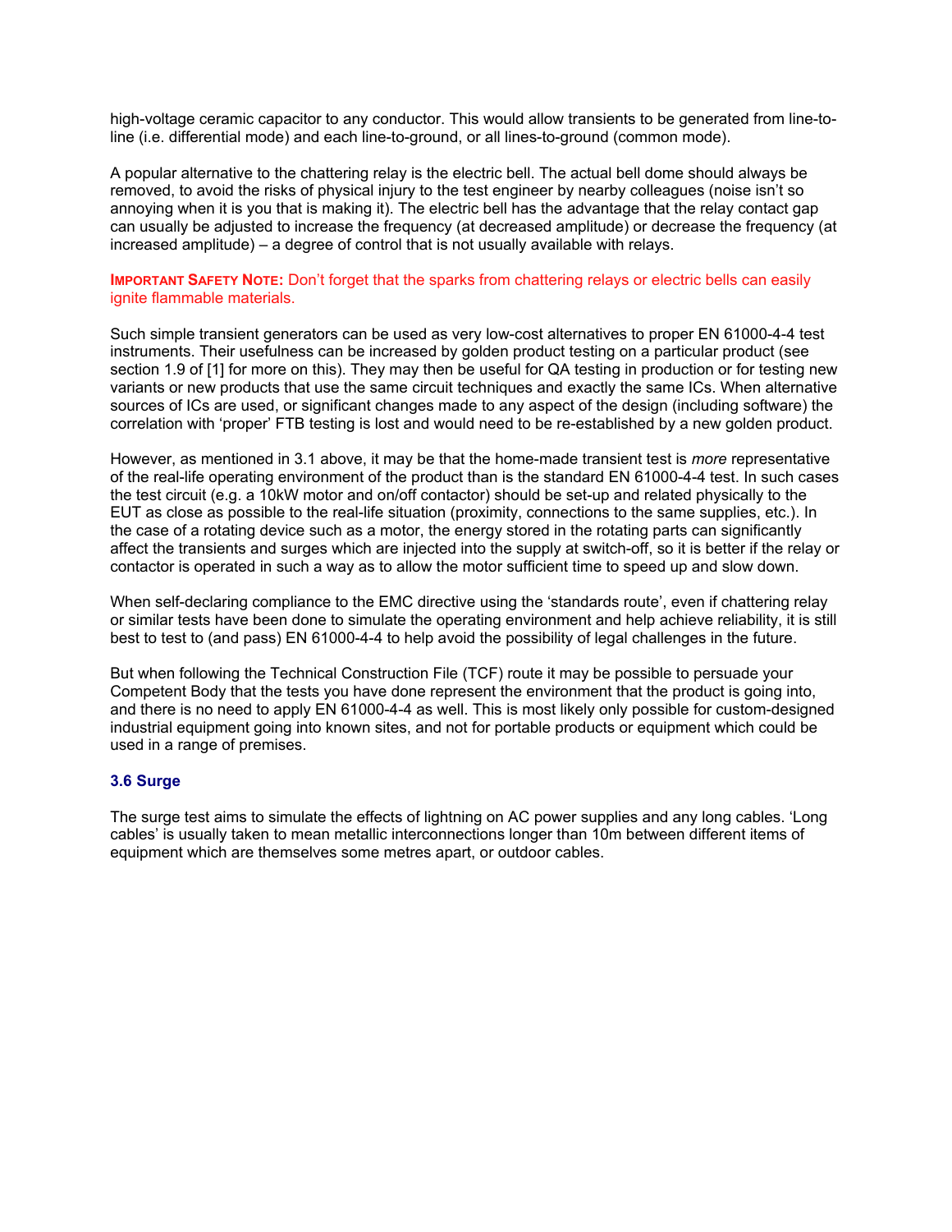high-voltage ceramic capacitor to any conductor. This would allow transients to be generated from line-to-line (i.e. differential mode) and each line-to-ground, or all lines-to-ground (common mode).

A popular alternative to the chattering relay is the electric bell. The actual bell dome should always be removed, to avoid the risks of physical injury to the test engineer by nearby colleagues (noise isn't so annoying when it is you that is making it). The electric bell has the advantage that the relay contact gap can usually be adjusted to increase the frequency (at decreased amplitude) or decrease the frequency (at increased amplitude) – a degree of control that is not usually available with relays.

**IMPORTANT SAFETY NOTE:** Don't forget that the sparks from chattering relays or electric bells can easily ignite flammable materials.

Such simple transient generators can be used as very low-cost alternatives to proper EN 61000-4-4 test instruments. Their usefulness can be increased by golden product testing on a particular product (see section 1.9 of [1] for more on this). They may then be useful for QA testing in production or for testing new variants or new products that use the same circuit techniques and exactly the same ICs. When alternative sources of ICs are used, or significant changes made to any aspect of the design (including software) the correlation with 'proper' FTB testing is lost and would need to be re-established by a new golden product.

However, as mentioned in 3.1 above, it may be that the home-made transient test is *more* representative of the real-life operating environment of the product than is the standard EN 61000-4-4 test. In such cases the test circuit (e.g. a 10kW motor and on/off contactor) should be set-up and related physically to the EUT as close as possible to the real-life situation (proximity, connections to the same supplies, etc.). In the case of a rotating device such as a motor, the energy stored in the rotating parts can significantly affect the transients and surges which are injected into the supply at switch-off, so it is better if the relay or contactor is operated in such a way as to allow the motor sufficient time to speed up and slow down.

When self-declaring compliance to the EMC directive using the 'standards route', even if chattering relay or similar tests have been done to simulate the operating environment and help achieve reliability, it is still best to test to (and pass) EN 61000-4-4 to help avoid the possibility of legal challenges in the future.

But when following the Technical Construction File (TCF) route it may be possible to persuade your Competent Body that the tests you have done represent the environment that the product is going into, and there is no need to apply EN 61000-4-4 as well. This is most likely only possible for custom-designed industrial equipment going into known sites, and not for portable products or equipment which could be used in a range of premises.

### 3.6 Surge

The surge test aims to simulate the effects of lightning on AC power supplies and any long cables. 'Long cables' is usually taken to mean metallic interconnections longer than 10m between different items of equipment which are themselves some metres apart, or outdoor cables.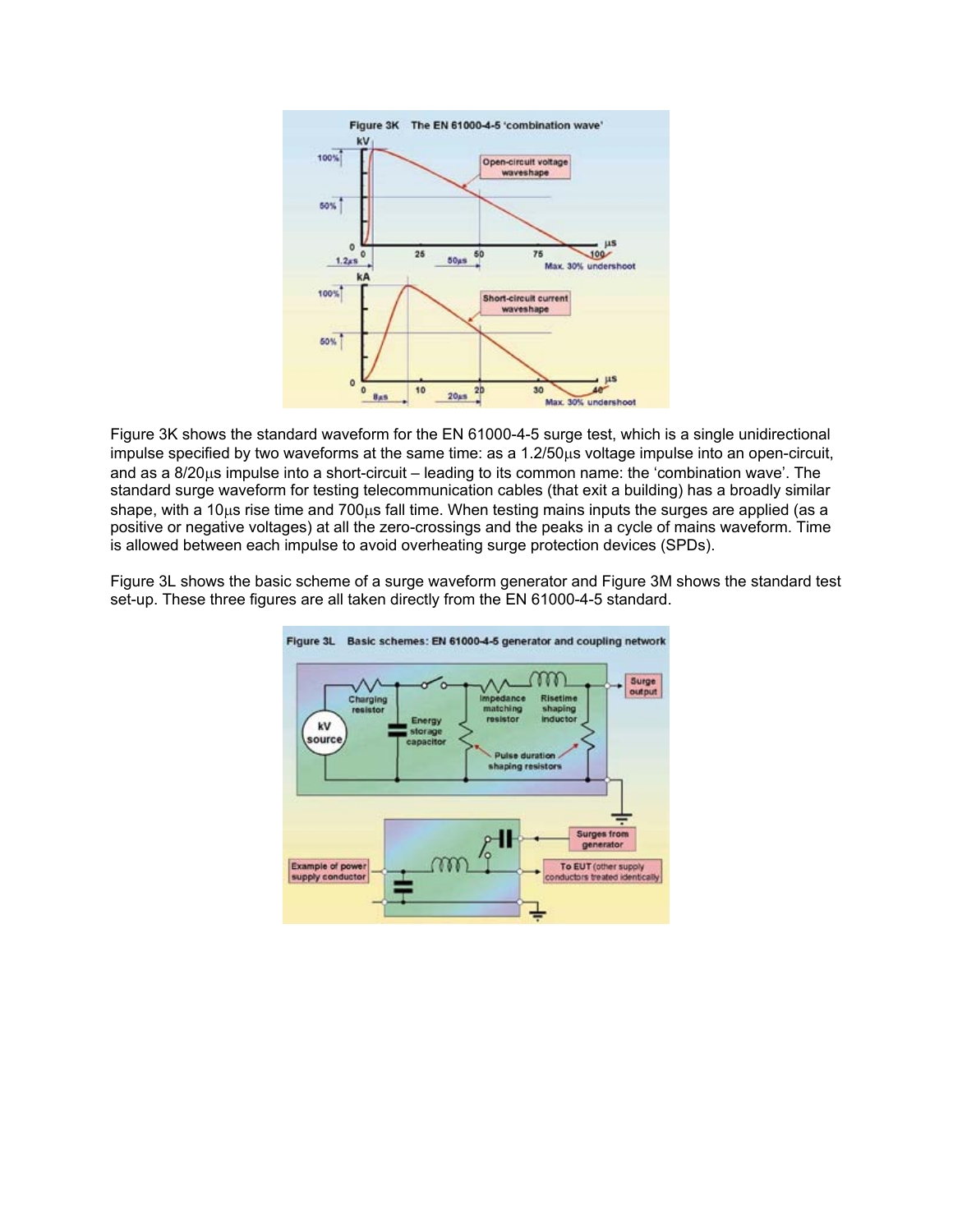Figure 3K The EN 61000-4-5 'combination wave'

Figure 3K shows the standard waveform for the EN 61000-4-5 surge test, which is a single unidirectional impulse specified by two waveforms at the same time: as a 1.2/50µs voltage impulse into an open-circuit, and as a 8/20µs impulse into a short-circuit – leading to its common name: the 'combination wave'. The standard surge waveform for testing telecommunication cables (that exit a building) has a broadly similar shape, with a 10µs rise time and 700µs fall time. When testing mains inputs the surges are applied (as a positive or negative voltages) at all the zero-crossings and the peaks in a cycle of mains waveform. Time is allowed between each impulse to avoid overheating surge protection devices (SPDs).

Figure 3L shows the basic scheme of a surge waveform generator and Figure 3M shows the standard test set-up. These three figures are all taken directly from the EN 61000-4-5 standard.

Figure 3L Basic schemes: EN 61000-4-5 generator and coupling network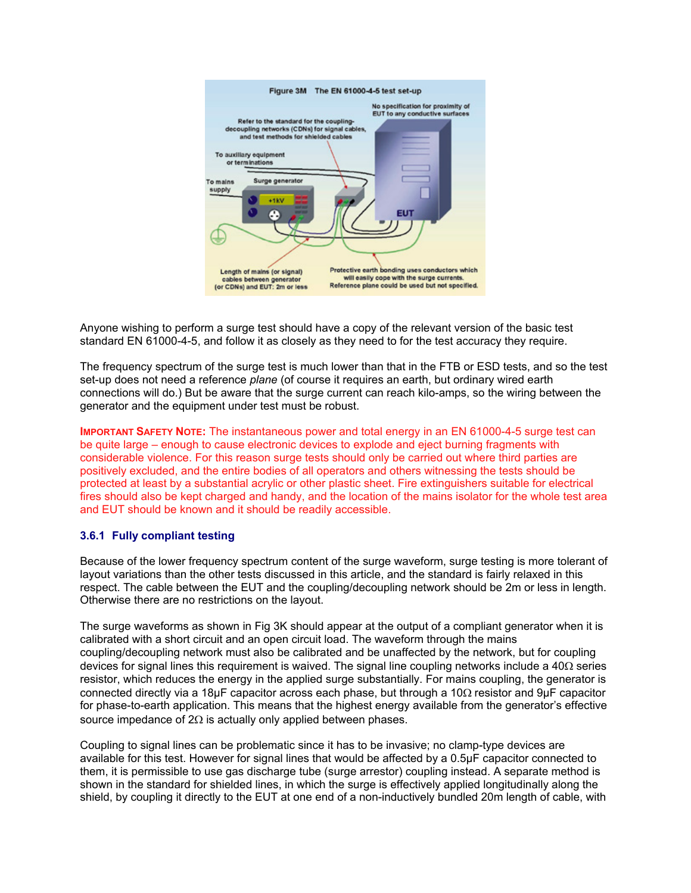Figure 3M The EN 61000-4-5 test set-up

Anyone wishing to perform a surge test should have a copy of the relevant version of the basic test standard EN 61000-4-5, and follow it as closely as they need to for the test accuracy they require.

The frequency spectrum of the surge test is much lower than that in the FTB or ESD tests, and so the test set-up does not need a reference *plane* (of course it requires an earth, but ordinary wired earth connections will do.) But be aware that the surge current can reach kilo-amps, so the wiring between the generator and the equipment under test must be robust.

**IMPORTANT SAFETY NOTE:** The instantaneous power and total energy in an EN 61000-4-5 surge test can be quite large – enough to cause electronic devices to explode and eject burning fragments with considerable violence. For this reason surge tests should only be carried out where third parties are positively excluded, and the entire bodies of all operators and others witnessing the tests should be protected at least by a substantial acrylic or other plastic sheet. Fire extinguishers suitable for electrical fires should also be kept charged and handy, and the location of the mains isolator for the whole test area and EUT should be known and it should be readily accessible.

### 3.6.1 Fully compliant testing

Because of the lower frequency spectrum content of the surge waveform, surge testing is more tolerant of layout variations than the other tests discussed in this article, and the standard is fairly relaxed in this respect. The cable between the EUT and the coupling/decoupling network should be 2m or less in length. Otherwise there are no restrictions on the layout.

The surge waveforms as shown in Fig 3K should appear at the output of a compliant generator when it is calibrated with a short circuit and an open circuit load. The waveform through the mains coupling/decoupling network must also be calibrated and be unaffected by the network, but for coupling devices for signal lines this requirement is waived. The signal line coupling networks include a 40Ω series resistor, which reduces the energy in the applied surge substantially. For mains coupling, the generator is connected directly via a 18μF capacitor across each phase, but through a 10Ω resistor and 9μF capacitor for phase-to-earth application. This means that the highest energy available from the generator's effective source impedance of 2Ω is actually only applied between phases.

Coupling to signal lines can be problematic since it has to be invasive; no clamp-type devices are available for this test. However for signal lines that would be affected by a 0.5μF capacitor connected to them, it is permissible to use gas discharge tube (surge arrestor) coupling instead. A separate method is shown in the standard for shielded lines, in which the surge is effectively applied longitudinally along the shield, by coupling it directly to the EUT at one end of a non-inductively bundled 20m length of cable, with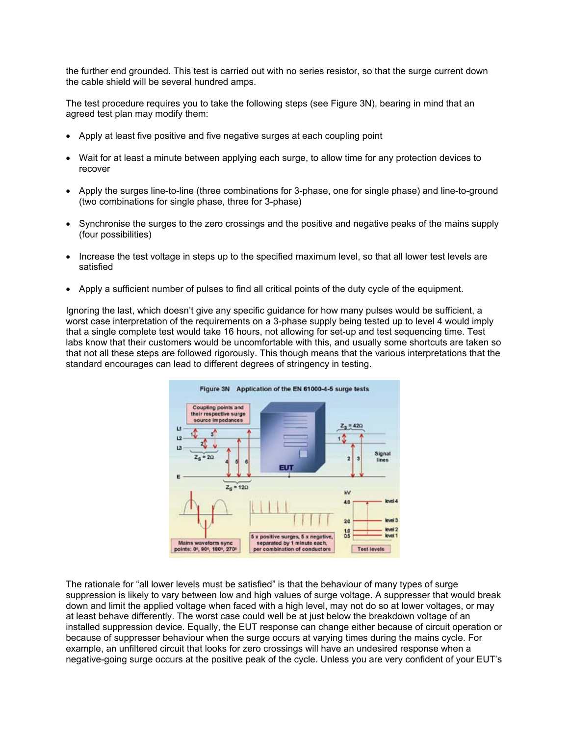the further end grounded. This test is carried out with no series resistor, so that the surge current down the cable shield will be several hundred amps.

The test procedure requires you to take the following steps (see Figure 3N), bearing in mind that an agreed test plan may modify them:

- Apply at least five positive and five negative surges at each coupling point
- Wait for at least a minute between applying each surge, to allow time for any protection devices to recover
- Apply the surges line-to-line (three combinations for 3-phase, one for single phase) and line-to-ground (two combinations for single phase, three for 3-phase)
- Synchronise the surges to the zero crossings and the positive and negative peaks of the mains supply (four possibilities)
- Increase the test voltage in steps up to the specified maximum level, so that all lower test levels are satisfied
- Apply a sufficient number of pulses to find all critical points of the duty cycle of the equipment.

Ignoring the last, which doesn't give any specific guidance for how many pulses would be sufficient, a worst case interpretation of the requirements on a 3-phase supply being tested up to level 4 would imply that a single complete test would take 16 hours, not allowing for set-up and test sequencing time. Test labs know that their customers would be uncomfortable with this, and usually some shortcuts are taken so that not all these steps are followed rigorously. This though means that the various interpretations that the standard encourages can lead to different degrees of stringency in testing.

Figure 3N Application of the EN 61000-4-5 surge tests

The rationale for "all lower levels must be satisfied" is that the behaviour of many types of surge suppression is likely to vary between low and high values of surge voltage. A suppresser that would break down and limit the applied voltage when faced with a high level, may not do so at lower voltages, or may at least behave differently. The worst case could well be at just below the breakdown voltage of an installed suppression device. Equally, the EUT response can change either because of circuit operation or because of suppresser behaviour when the surge occurs at varying times during the mains cycle. For example, an unfiltered circuit that looks for zero crossings will have an undesired response when a negative-going surge occurs at the positive peak of the cycle. Unless you are very confident of your EUT's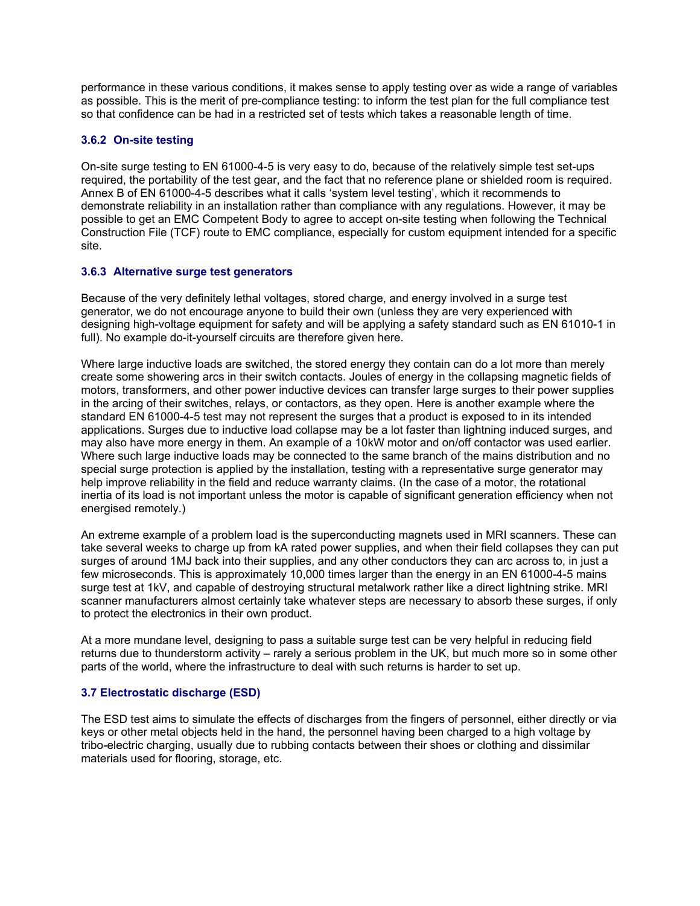performance in these various conditions, it makes sense to apply testing over as wide a range of variables as possible. This is the merit of pre-compliance testing: to inform the test plan for the full compliance test so that confidence can be had in a restricted set of tests which takes a reasonable length of time.

### 3.6.2 On-site testing

On-site surge testing to EN 61000-4-5 is very easy to do, because of the relatively simple test set-ups required, the portability of the test gear, and the fact that no reference plane or shielded room is required. Annex B of EN 61000-4-5 describes what it calls 'system level testing', which it recommends to demonstrate reliability in an installation rather than compliance with any regulations. However, it may be possible to get an EMC Competent Body to agree to accept on-site testing when following the Technical Construction File (TCF) route to EMC compliance, especially for custom equipment intended for a specific site.

### 3.6.3 Alternative surge test generators

Because of the very definitely lethal voltages, stored charge, and energy involved in a surge test generator, we do not encourage anyone to build their own (unless they are very experienced with designing high-voltage equipment for safety and will be applying a safety standard such as EN 61010-1 in full). No example do-it-yourself circuits are therefore given here.

Where large inductive loads are switched, the stored energy they contain can do a lot more than merely create some showering arcs in their switch contacts. Joules of energy in the collapsing magnetic fields of motors, transformers, and other power inductive devices can transfer large surges to their power supplies in the arcing of their switches, relays, or contactors, as they open. Here is another example where the standard EN 61000-4-5 test may not represent the surges that a product is exposed to in its intended applications. Surges due to inductive load collapse may be a lot faster than lightning induced surges, and may also have more energy in them. An example of a 10kW motor and on/off contactor was used earlier. Where such large inductive loads may be connected to the same branch of the mains distribution and no special surge protection is applied by the installation, testing with a representative surge generator may help improve reliability in the field and reduce warranty claims. (In the case of a motor, the rotational inertia of its load is not important unless the motor is capable of significant generation efficiency when not energised remotely.)

An extreme example of a problem load is the superconducting magnets used in MRI scanners. These can take several weeks to charge up from kA rated power supplies, and when their field collapses they can put surges of around 1MJ back into their supplies, and any other conductors they can arc across to, in just a few microseconds. This is approximately 10,000 times larger than the energy in an EN 61000-4-5 mains surge test at 1kV, and capable of destroying structural metalwork rather like a direct lightning strike. MRI scanner manufacturers almost certainly take whatever steps are necessary to absorb these surges, if only to protect the electronics in their own product.

At a more mundane level, designing to pass a suitable surge test can be very helpful in reducing field returns due to thunderstorm activity – rarely a serious problem in the UK, but much more so in some other parts of the world, where the infrastructure to deal with such returns is harder to set up.

## 3.7 Electrostatic discharge (ESD)

The ESD test aims to simulate the effects of discharges from the fingers of personnel, either directly or via keys or other metal objects held in the hand, the personnel having been charged to a high voltage by tribo-electric charging, usually due to rubbing contacts between their shoes or clothing and dissimilar materials used for flooring, storage, etc.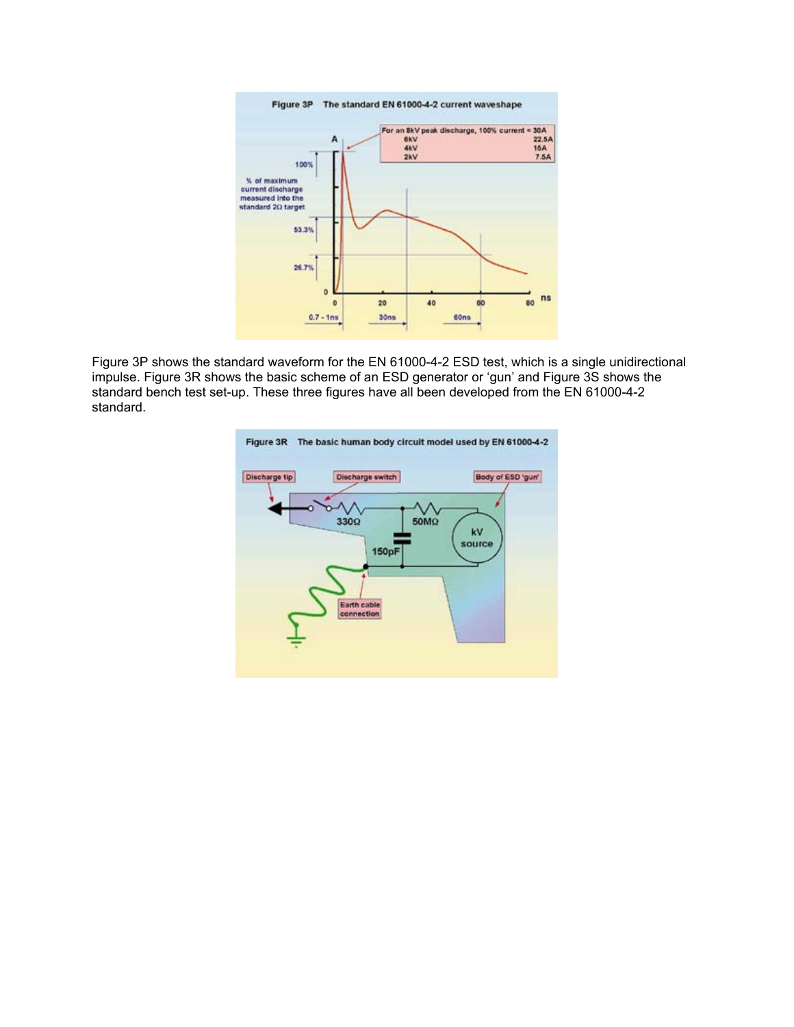Figure 3P The standard EN 61000-4-2 current waveshape

Figure 3P shows the standard waveform for the EN 61000-4-2 ESD test, which is a single unidirectional impulse. Figure 3R shows the basic scheme of an ESD generator or 'gun' and Figure 3S shows the standard bench test set-up. These three figures have all been developed from the EN 61000-4-2 standard.

Figure 3R The basic human body circuit model used by EN 61000-4-2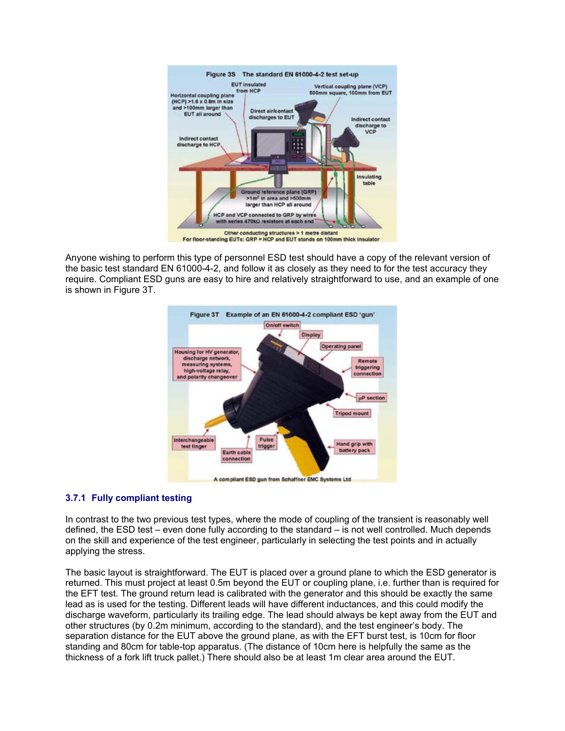Figure 3S The standard EN 61000-4-2 test set-up

Anyone wishing to perform this type of personnel ESD test should have a copy of the relevant version of the basic test standard EN 61000-4-2, and follow it as closely as they need to for the test accuracy they require. Compliant ESD guns are easy to hire and relatively straightforward to use, and an example of one is shown in Figure 3T.

Figure 3T Example of an EN 61000-4-2 compliant ESD 'gun'

A compliant ESD gun from Schaffner EMC Systems Ltd

### 3.7.1 Fully compliant testing

In contrast to the two previous test types, where the mode of coupling of the transient is reasonably well defined, the ESD test – even done fully according to the standard – is not well controlled. Much depends on the skill and experience of the test engineer, particularly in selecting the test points and in actually applying the stress.

The basic layout is straightforward. The EUT is placed over a ground plane to which the ESD generator is returned. This must project at least 0.5m beyond the EUT or coupling plane, i.e. further than is required for the EFT test. The ground return lead is calibrated with the generator and this should be exactly the same lead as is used for the testing. Different leads will have different inductances, and this could modify the discharge waveform, particularly its trailing edge. The lead should always be kept away from the EUT and other structures (by 0.2m minimum, according to the standard), and the test engineer's body. The separation distance for the EUT above the ground plane, as with the EFT burst test, is 10cm for floor standing and 80cm for table-top apparatus. (The distance of 10cm here is helpfully the same as the thickness of a fork lift truck pallet.) There should also be at least 1m clear area around the EUT.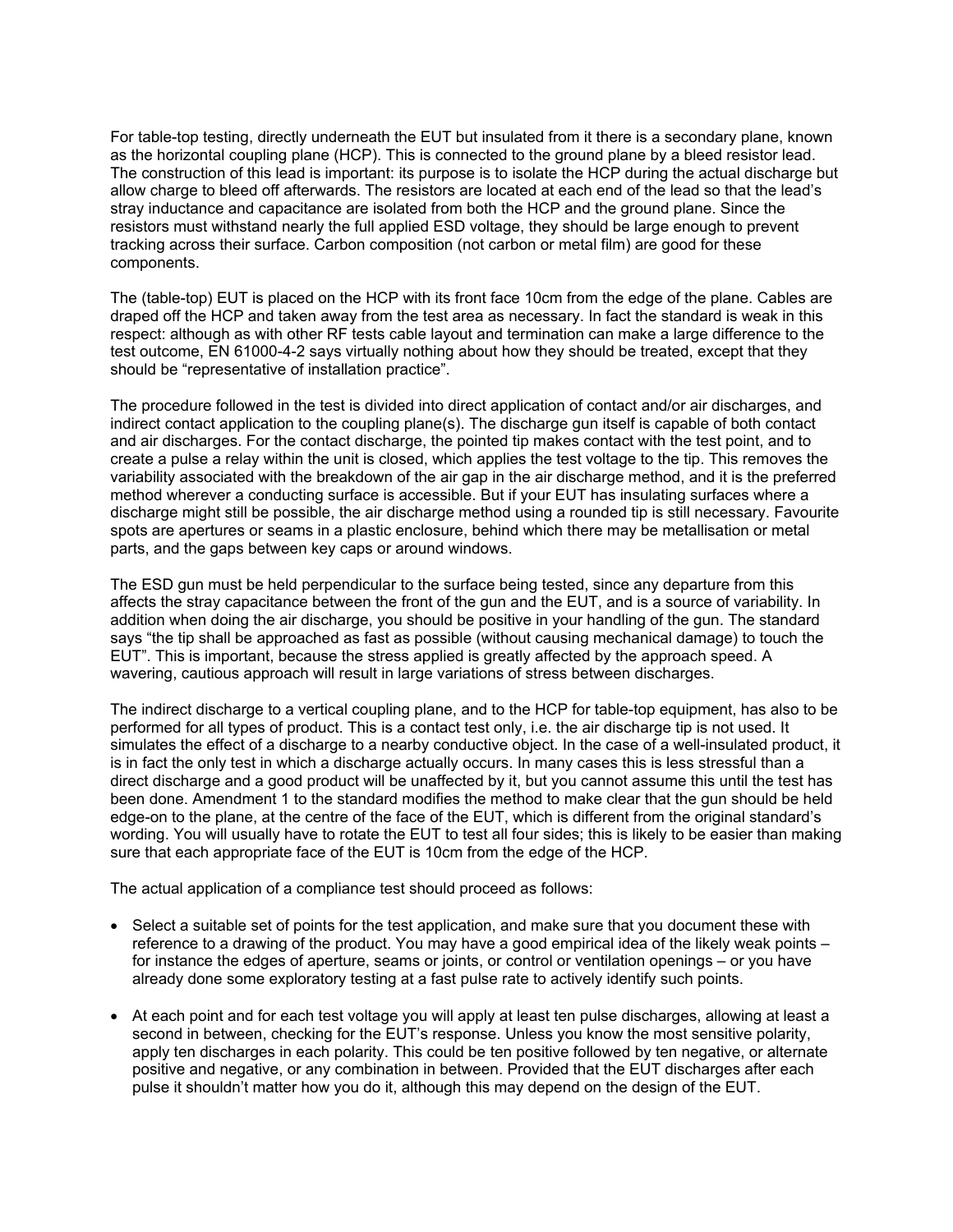For table-top testing, directly underneath the EUT but insulated from it there is a secondary plane, known as the horizontal coupling plane (HCP). This is connected to the ground plane by a bleed resistor lead. The construction of this lead is important: its purpose is to isolate the HCP during the actual discharge but allow charge to bleed off afterwards. The resistors are located at each end of the lead so that the lead's stray inductance and capacitance are isolated from both the HCP and the ground plane. Since the resistors must withstand nearly the full applied ESD voltage, they should be large enough to prevent tracking across their surface. Carbon composition (not carbon or metal film) are good for these components.

The (table-top) EUT is placed on the HCP with its front face 10cm from the edge of the plane. Cables are draped off the HCP and taken away from the test area as necessary. In fact the standard is weak in this respect: although as with other RF tests cable layout and termination can make a large difference to the test outcome, EN 61000-4-2 says virtually nothing about how they should be treated, except that they should be "representative of installation practice".

The procedure followed in the test is divided into direct application of contact and/or air discharges, and indirect contact application to the coupling plane(s). The discharge gun itself is capable of both contact and air discharges. For the contact discharge, the pointed tip makes contact with the test point, and to create a pulse a relay within the unit is closed, which applies the test voltage to the tip. This removes the variability associated with the breakdown of the air gap in the air discharge method, and it is the preferred method wherever a conducting surface is accessible. But if your EUT has insulating surfaces where a discharge might still be possible, the air discharge method using a rounded tip is still necessary. Favourite spots are apertures or seams in a plastic enclosure, behind which there may be metallisation or metal parts, and the gaps between key caps or around windows.

The ESD gun must be held perpendicular to the surface being tested, since any departure from this affects the stray capacitance between the front of the gun and the EUT, and is a source of variability. In addition when doing the air discharge, you should be positive in your handling of the gun. The standard says "the tip shall be approached as fast as possible (without causing mechanical damage) to touch the EUT". This is important, because the stress applied is greatly affected by the approach speed. A wavering, cautious approach will result in large variations of stress between discharges.

The indirect discharge to a vertical coupling plane, and to the HCP for table-top equipment, has also to be performed for all types of product. This is a contact test only, i.e. the air discharge tip is not used. It simulates the effect of a discharge to a nearby conductive object. In the case of a well-insulated product, it is in fact the only test in which a discharge actually occurs. In many cases this is less stressful than a direct discharge and a good product will be unaffected by it, but you cannot assume this until the test has been done. Amendment 1 to the standard modifies the method to make clear that the gun should be held edge-on to the plane, at the centre of the face of the EUT, which is different from the original standard's wording. You will usually have to rotate the EUT to test all four sides; this is likely to be easier than making sure that each appropriate face of the EUT is 10cm from the edge of the HCP.

The actual application of a compliance test should proceed as follows:

- Select a suitable set of points for the test application, and make sure that you document these with reference to a drawing of the product. You may have a good empirical idea of the likely weak points – for instance the edges of aperture, seams or joints, or control or ventilation openings – or you have already done some exploratory testing at a fast pulse rate to actively identify such points.

- At each point and for each test voltage you will apply at least ten pulse discharges, allowing at least a second in between, checking for the EUT's response. Unless you know the most sensitive polarity, apply ten discharges in each polarity. This could be ten positive followed by ten negative, or alternate positive and negative, or any combination in between. Provided that the EUT discharges after each pulse it shouldn't matter how you do it, although this may depend on the design of the EUT.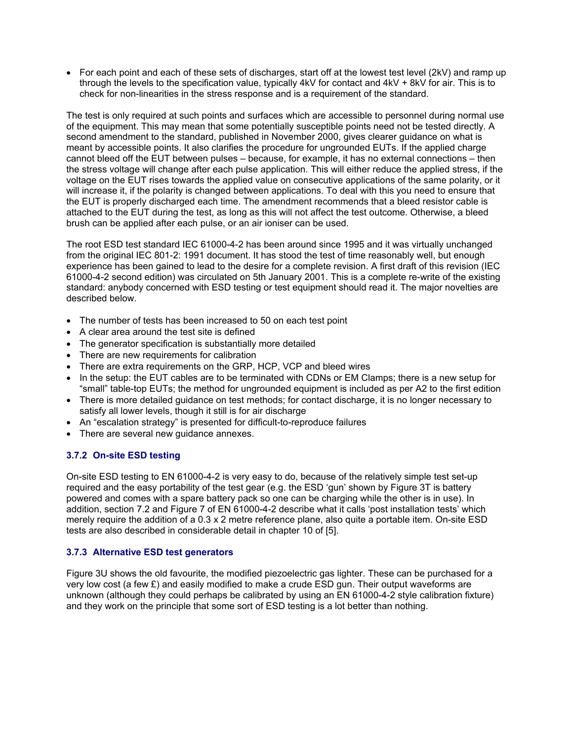- For each point and each of these sets of discharges, start off at the lowest test level (2kV) and ramp up through the levels to the specification value, typically 4kV for contact and 4kV + 8kV for air. This is to check for non-linearities in the stress response and is a requirement of the standard.

The test is only required at such points and surfaces which are accessible to personnel during normal use of the equipment. This may mean that some potentially susceptible points need not be tested directly. A second amendment to the standard, published in November 2000, gives clearer guidance on what is meant by accessible points. It also clarifies the procedure for ungrounded EUTs. If the applied charge cannot bleed off the EUT between pulses – because, for example, it has no external connections – then the stress voltage will change after each pulse application. This will either reduce the applied stress, if the voltage on the EUT rises towards the applied value on consecutive applications of the same polarity, or it will increase it, if the polarity is changed between applications. To deal with this you need to ensure that the EUT is properly discharged each time. The amendment recommends that a bleed resistor cable is attached to the EUT during the test, as long as this will not affect the test outcome. Otherwise, a bleed brush can be applied after each pulse, or an air ioniser can be used.

The root ESD test standard IEC 61000-4-2 has been around since 1995 and it was virtually unchanged from the original IEC 801-2: 1991 document. It has stood the test of time reasonably well, but enough experience has been gained to lead to the desire for a complete revision. A first draft of this revision (IEC 61000-4-2 second edition) was circulated on 5th January 2001. This is a complete re-write of the existing standard: anybody concerned with ESD testing or test equipment should read it. The major novelties are described below.

- The number of tests has been increased to 50 on each test point
- A clear area around the test site is defined
- The generator specification is substantially more detailed
- There are new requirements for calibration
- There are extra requirements on the GRP, HCP, VCP and bleed wires
- In the setup: the EUT cables are to be terminated with CDNs or EM Clamps; there is a new setup for "small" table-top EUTs; the method for ungrounded equipment is included as per A2 to the first edition
- There is more detailed guidance on test methods; for contact discharge, it is no longer necessary to satisfy all lower levels, though it still is for air discharge
- An "escalation strategy" is presented for difficult-to-reproduce failures
- There are several new guidance annexes.

### 3.7.2 On-site ESD testing

On-site ESD testing to EN 61000-4-2 is very easy to do, because of the relatively simple test set-up required and the easy portability of the test gear (e.g. the ESD 'gun' shown by Figure 3T is battery powered and comes with a spare battery pack so one can be charging while the other is in use). In addition, section 7.2 and Figure 7 of EN 61000-4-2 describe what it calls 'post installation tests' which merely require the addition of a 0.3 x 2 metre reference plane, also quite a portable item. On-site ESD tests are also described in considerable detail in chapter 10 of [5].

### 3.7.3 Alternative ESD test generators

Figure 3U shows the old favourite, the modified piezoelectric gas lighter. These can be purchased for a very low cost (a few £) and easily modified to make a crude ESD gun. Their output waveforms are unknown (although they could perhaps be calibrated by using an EN 61000-4-2 style calibration fixture) and they work on the principle that some sort of ESD testing is a lot better than nothing.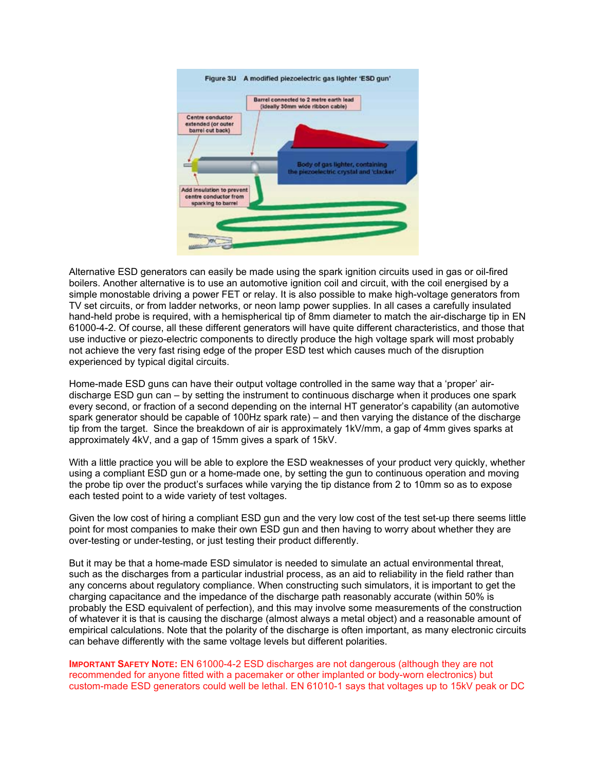Figure 3U A modified piezoelectric gas lighter 'ESD gun'

Alternative ESD generators can easily be made using the spark ignition circuits used in gas or oil-fired boilers. Another alternative is to use an automotive ignition coil and circuit, with the coil energised by a simple monostable driving a power FET or relay. It is also possible to make high-voltage generators from TV set circuits, or from ladder networks, or neon lamp power supplies. In all cases a carefully insulated hand-held probe is required, with a hemispherical tip of 8mm diameter to match the air-discharge tip in EN 61000-4-2. Of course, all these different generators will have quite different characteristics, and those that use inductive or piezo-electric components to directly produce the high voltage spark will most probably not achieve the very fast rising edge of the proper ESD test which causes much of the disruption experienced by typical digital circuits.

Home-made ESD guns can have their output voltage controlled in the same way that a 'proper' air-discharge ESD gun can – by setting the instrument to continuous discharge when it produces one spark every second, or fraction of a second depending on the internal HT generator's capability (an automotive spark generator should be capable of 100Hz spark rate) – and then varying the distance of the discharge tip from the target. Since the breakdown of air is approximately 1kV/mm, a gap of 4mm gives sparks at approximately 4kV, and a gap of 15mm gives a spark of 15kV.

With a little practice you will be able to explore the ESD weaknesses of your product very quickly, whether using a compliant ESD gun or a home-made one, by setting the gun to continuous operation and moving the probe tip over the product's surfaces while varying the tip distance from 2 to 10mm so as to expose each tested point to a wide variety of test voltages.

Given the low cost of hiring a compliant ESD gun and the very low cost of the test set-up there seems little point for most companies to make their own ESD gun and then having to worry about whether they are over-testing or under-testing, or just testing their product differently.

But it may be that a home-made ESD simulator is needed to simulate an actual environmental threat, such as the discharges from a particular industrial process, as an aid to reliability in the field rather than any concerns about regulatory compliance. When constructing such simulators, it is important to get the charging capacitance and the impedance of the discharge path reasonably accurate (within 50% is probably the ESD equivalent of perfection), and this may involve some measurements of the construction of whatever it is that is causing the discharge (almost always a metal object) and a reasonable amount of empirical calculations. Note that the polarity of the discharge is often important, as many electronic circuits can behave differently with the same voltage levels but different polarities.

**IMPORTANT SAFETY NOTE:** EN 61000-4-2 ESD discharges are not dangerous (although they are not recommended for anyone fitted with a pacemaker or other implanted or body-worn electronics) but custom-made ESD generators could well be lethal. EN 61010-1 says that voltages up to 15kV peak or DC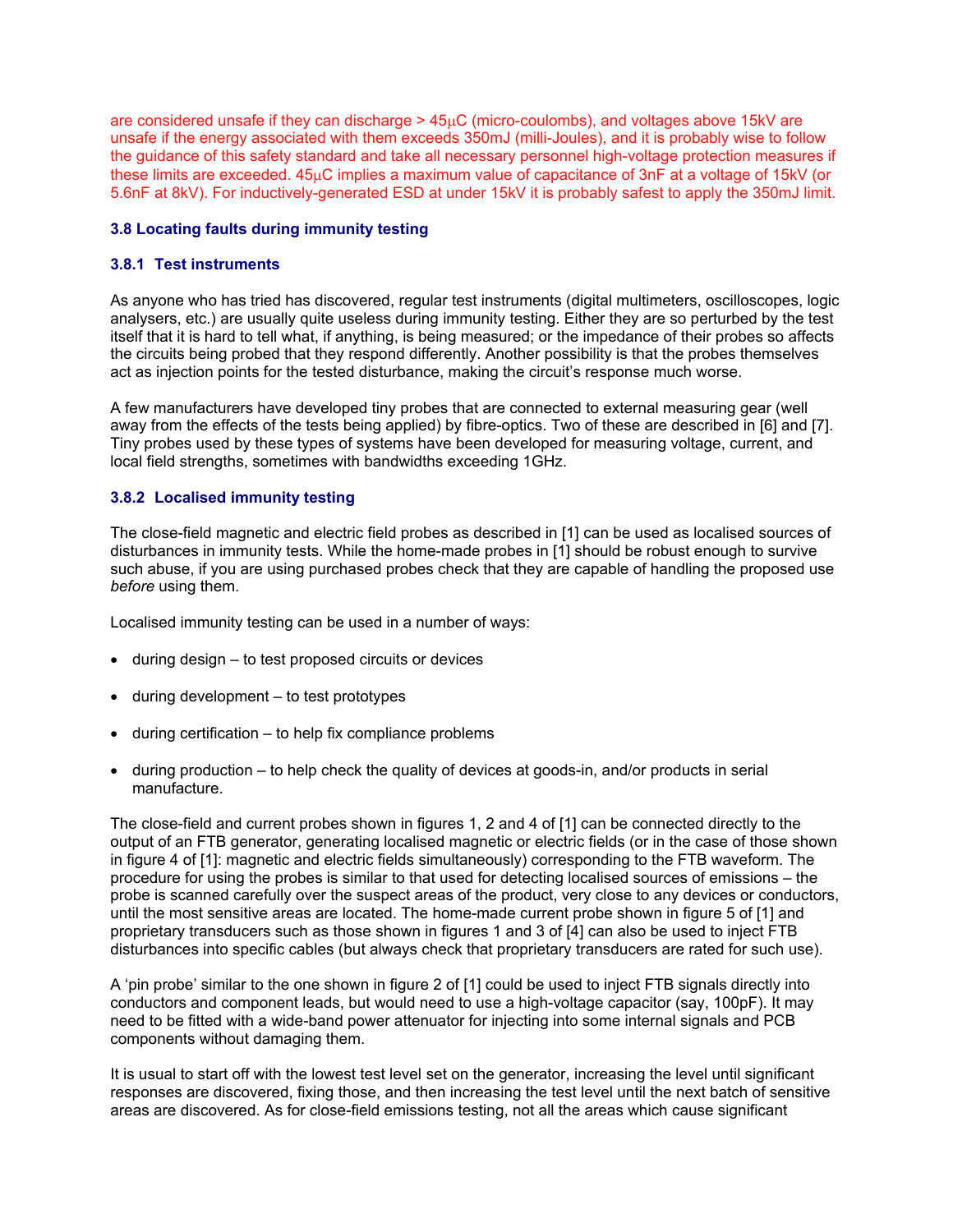are considered unsafe if they can discharge > 45μC (micro-coulombs), and voltages above 15kV are unsafe if the energy associated with them exceeds 350mJ (milli-Joules), and it is probably wise to follow the guidance of this safety standard and take all necessary personnel high-voltage protection measures if these limits are exceeded. 45μC implies a maximum value of capacitance of 3nF at a voltage of 15kV (or 5.6nF at 8kV). For inductively-generated ESD at under 15kV it is probably safest to apply the 350mJ limit.

### 3.8 Locating faults during immunity testing

#### 3.8.1 Test instruments

As anyone who has tried has discovered, regular test instruments (digital multimeters, oscilloscopes, logic analysers, etc.) are usually quite useless during immunity testing. Either they are so perturbed by the test itself that it is hard to tell what, if anything, is being measured; or the impedance of their probes so affects the circuits being probed that they respond differently. Another possibility is that the probes themselves act as injection points for the tested disturbance, making the circuit's response much worse.

A few manufacturers have developed tiny probes that are connected to external measuring gear (well away from the effects of the tests being applied) by fibre-optics. Two of these are described in [6] and [7]. Tiny probes used by these types of systems have been developed for measuring voltage, current, and local field strengths, sometimes with bandwidths exceeding 1GHz.

#### 3.8.2 Localised immunity testing

The close-field magnetic and electric field probes as described in [1] can be used as localised sources of disturbances in immunity tests. While the home-made probes in [1] should be robust enough to survive such abuse, if you are using purchased probes check that they are capable of handling the proposed use *before* using them.

Localised immunity testing can be used in a number of ways:

- during design – to test proposed circuits or devices
- during development – to test prototypes
- during certification – to help fix compliance problems
- during production – to help check the quality of devices at goods-in, and/or products in serial manufacture.

The close-field and current probes shown in figures 1, 2 and 4 of [1] can be connected directly to the output of an FTB generator, generating localised magnetic or electric fields (or in the case of those shown in figure 4 of [1]: magnetic and electric fields simultaneously) corresponding to the FTB waveform. The procedure for using the probes is similar to that used for detecting localised sources of emissions – the probe is scanned carefully over the suspect areas of the product, very close to any devices or conductors, until the most sensitive areas are located. The home-made current probe shown in figure 5 of [1] and proprietary transducers such as those shown in figures 1 and 3 of [4] can also be used to inject FTB disturbances into specific cables (but always check that proprietary transducers are rated for such use).

A 'pin probe' similar to the one shown in figure 2 of [1] could be used to inject FTB signals directly into conductors and component leads, but would need to use a high-voltage capacitor (say, 100pF). It may need to be fitted with a wide-band power attenuator for injecting into some internal signals and PCB components without damaging them.

It is usual to start off with the lowest test level set on the generator, increasing the level until significant responses are discovered, fixing those, and then increasing the test level until the next batch of sensitive areas are discovered. As for close-field emissions testing, not all the areas which cause significant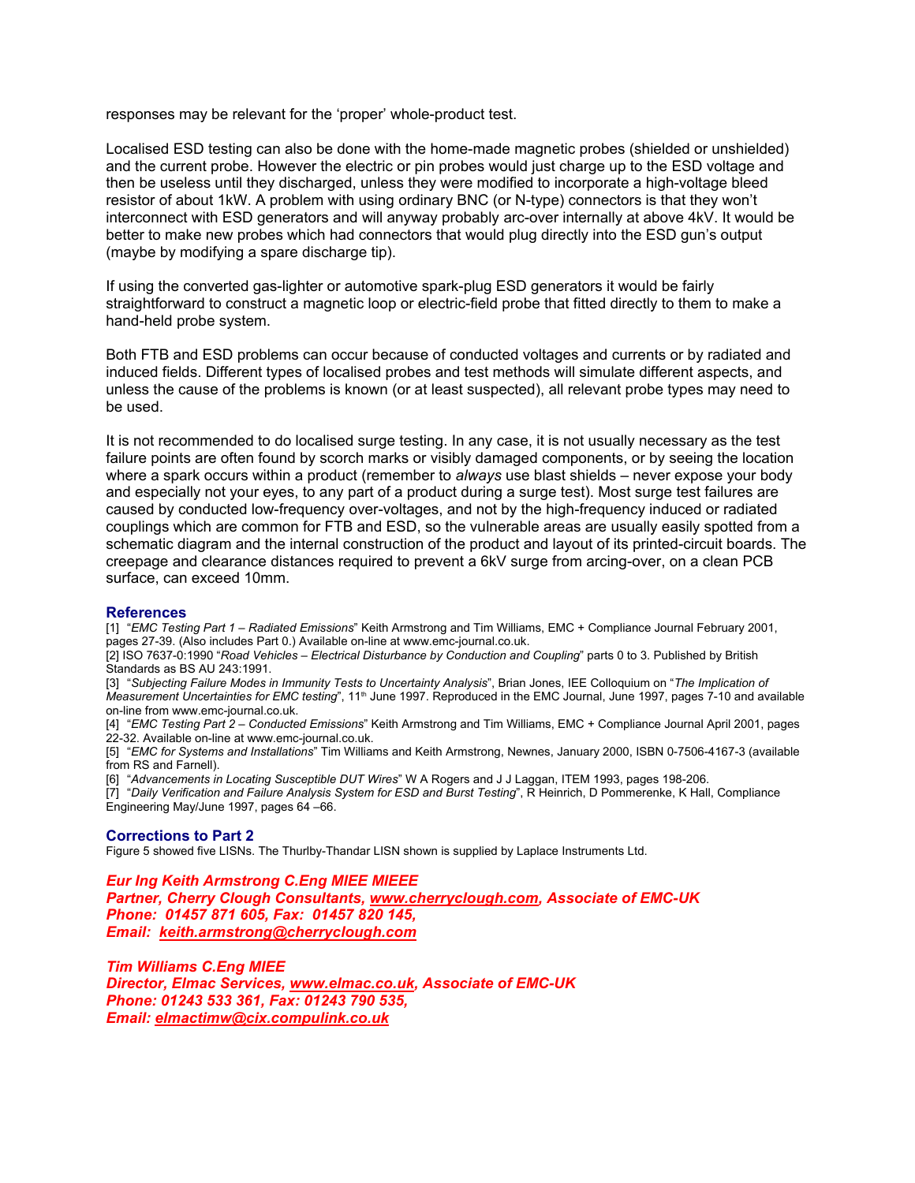responses may be relevant for the 'proper' whole-product test.

Localised ESD testing can also be done with the home-made magnetic probes (shielded or unshielded) and the current probe. However the electric or pin probes would just charge up to the ESD voltage and then be useless until they discharged, unless they were modified to incorporate a high-voltage bleed resistor of about 1kW. A problem with using ordinary BNC (or N-type) connectors is that they won't interconnect with ESD generators and will anyway probably arc-over internally at above 4kV. It would be better to make new probes which had connectors that would plug directly into the ESD gun's output (maybe by modifying a spare discharge tip).

If using the converted gas-lighter or automotive spark-plug ESD generators it would be fairly straightforward to construct a magnetic loop or electric-field probe that fitted directly to them to make a hand-held probe system.

Both FTB and ESD problems can occur because of conducted voltages and currents or by radiated and induced fields. Different types of localised probes and test methods will simulate different aspects, and unless the cause of the problems is known (or at least suspected), all relevant probe types may need to be used.

It is not recommended to do localised surge testing. In any case, it is not usually necessary as the test failure points are often found by scorch marks or visibly damaged components, or by seeing the location where a spark occurs within a product (remember to *always* use blast shields – never expose your body and especially not your eyes, to any part of a product during a surge test). Most surge test failures are caused by conducted low-frequency over-voltages, and not by the high-frequency induced or radiated couplings which are common for FTB and ESD, so the vulnerable areas are usually easily spotted from a schematic diagram and the internal construction of the product and layout of its printed-circuit boards. The creepage and clearance distances required to prevent a 6kV surge from arcing-over, on a clean PCB surface, can exceed 10mm.

## References

[1] "*EMC Testing Part 1 – Radiated Emissions*" Keith Armstrong and Tim Williams, EMC + Compliance Journal February 2001, pages 27-39. (Also includes Part 0.) Available on-line at www.emc-journal.co.uk.

[2] ISO 7637-0:1990 "*Road Vehicles – Electrical Disturbance by Conduction and Coupling*" parts 0 to 3. Published by British Standards as BS AU 243:1991.

[3] "*Subjecting Failure Modes in Immunity Tests to Uncertainty Analysis*", Brian Jones, IEE Colloquium on "*The Implication of Measurement Uncertainties for EMC testing*", 11th June 1997. Reproduced in the EMC Journal, June 1997, pages 7-10 and available on-line from www.emc-journal.co.uk.

[4] "*EMC Testing Part 2 – Conducted Emissions*" Keith Armstrong and Tim Williams, EMC + Compliance Journal April 2001, pages 22-32. Available on-line at www.emc-journal.co.uk.

[5] "*EMC for Systems and Installations*" Tim Williams and Keith Armstrong, Newnes, January 2000, ISBN 0-7506-4167-3 (available from RS and Farnell).

[6] "*Advancements in Locating Susceptible DUT Wires*" W A Rogers and J J Laggan, ITEM 1993, pages 198-206.

[7] "*Daily Verification and Failure Analysis System for ESD and Burst Testing*", R Heinrich, D Pommerenke, K Hall, Compliance Engineering May/June 1997, pages 64 –66.

## Corrections to Part 2

Figure 5 showed five LISNs. The Thurlby-Thandar LISN shown is supplied by Laplace Instruments Ltd.

***Eur Ing Keith Armstrong C.Eng MIEE MIEEE***
***Partner, Cherry Clough Consultants, www.cherryclough.com, Associate of EMC-UK***
***Phone: 01457 871 605, Fax: 01457 820 145,***
***Email: keith.armstrong@cherryclough.com***

***Tim Williams C.Eng MIEE***
***Director, Elmac Services, www.elmac.co.uk, Associate of EMC-UK***
***Phone: 01243 533 361, Fax: 01243 790 535,***
***Email: elmactimw@cix.compulink.co.uk***